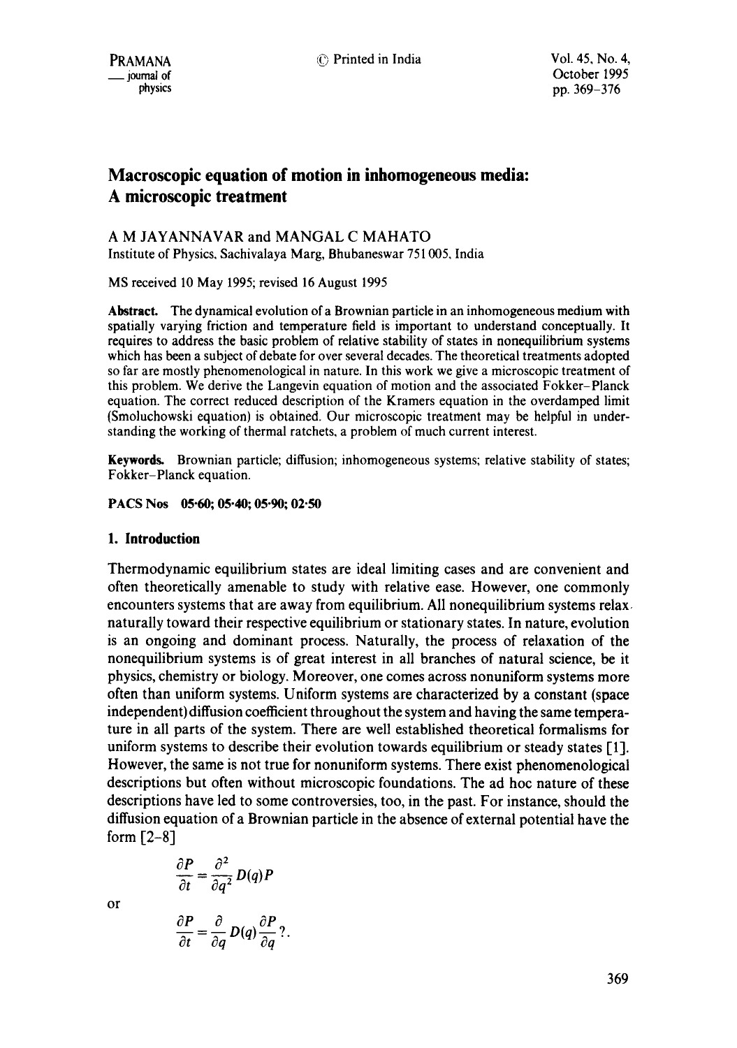# Macroscopic equation of motion in inhomogeneous media: A microscopic treatment

A M JAYANNAVAR and MANGAL C MAHATO

Institute of Physics, Sachivalaya Marg, Bhubaneswar 751 005, India

MS received 10 May 1995; revised 16 August 1995

**Abstract.** The dynamical evolution of a Brownian particle in an inhomogeneous medium with spatially varying friction and temperature field is important to understand conceptually. It requires to address the basic problem of relative stability of states in nonequilibrium systems which has been a subject of debate for over several decades. The theoretical treatments adopted so far are mostly phenomenological in nature. In this work we give a microscopic treatment of this problem. We derive the Langevin equation of motion and the associated Fokker–Planck equation. The correct reduced description of the Kramers equation in the overdamped limit (Smoluchowski equation) is obtained. Our microscopic treatment may be helpful in understanding the working of thermal ratchets, a problem of much current interest.

**Keywords.** Brownian particle; diffusion; inhomogeneous systems; relative stability of states; Fokker–Planck equation.

**PACS Nos** 05·60; 05·40; 05·90; 02·50

## 1. Introduction

Thermodynamic equilibrium states are ideal limiting cases and are convenient and often theoretically amenable to study with relative ease. However, one commonly encounters systems that are away from equilibrium. All nonequilibrium systems relax naturally toward their respective equilibrium or stationary states. In nature, evolution is an ongoing and dominant process. Naturally, the process of relaxation of the nonequilibrium systems is of great interest in all branches of natural science, be it physics, chemistry or biology. Moreover, one comes across nonuniform systems more often than uniform systems. Uniform systems are characterized by a constant (space independent) diffusion coefficient throughout the system and having the same temperature in all parts of the system. There are well established theoretical formalisms for uniform systems to describe their evolution towards equilibrium or steady states [1]. However, the same is not true for nonuniform systems. There exist phenomenological descriptions but often without microscopic foundations. The ad hoc nature of these descriptions have led to some controversies, too, in the past. For instance, should the diffusion equation of a Brownian particle in the absence of external potential have the form [2–8]

$$\frac{\partial P}{\partial t} = \frac{\partial^2}{\partial q^2} D(q) P$$

or

$$\frac{\partial P}{\partial t} = \frac{\partial}{\partial q} D(q) \frac{\partial P}{\partial q} ?.$$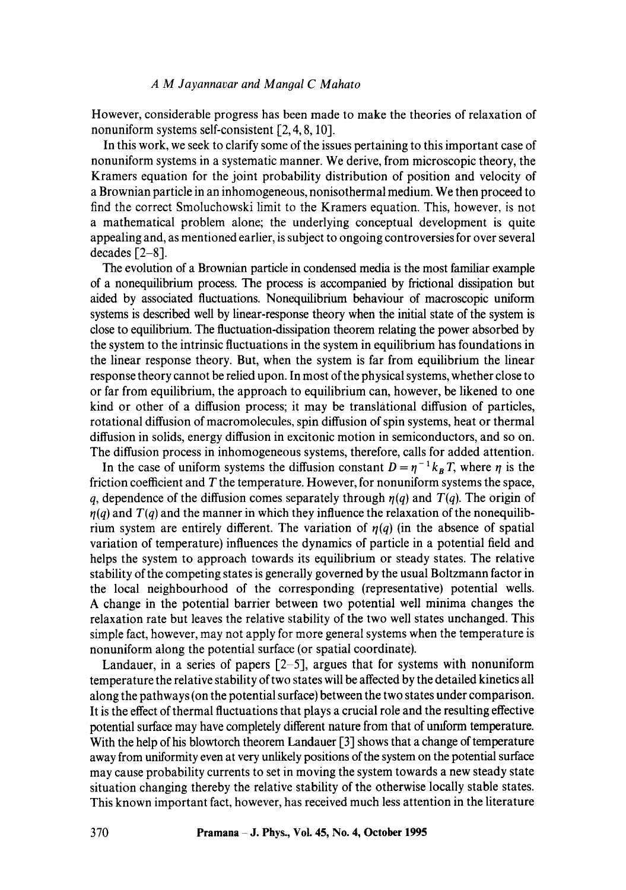However, considerable progress has been made to make the theories of relaxation of nonuniform systems self-consistent [2, 4, 8, 10].

In this work, we seek to clarify some of the issues pertaining to this important case of nonuniform systems in a systematic manner. We derive, from microscopic theory, the Kramers equation for the joint probability distribution of position and velocity of a Brownian particle in an inhomogeneous, nonisothermal medium. We then proceed to find the correct Smoluchowski limit to the Kramers equation. This, however, is not a mathematical problem alone; the underlying conceptual development is quite appealing and, as mentioned earlier, is subject to ongoing controversies for over several decades [2–8].

The evolution of a Brownian particle in condensed media is the most familiar example of a nonequilibrium process. The process is accompanied by frictional dissipation but aided by associated fluctuations. Nonequilibrium behaviour of macroscopic uniform systems is described well by linear-response theory when the initial state of the system is close to equilibrium. The fluctuation-dissipation theorem relating the power absorbed by the system to the intrinsic fluctuations in the system in equilibrium has foundations in the linear response theory. But, when the system is far from equilibrium the linear response theory cannot be relied upon. In most of the physical systems, whether close to or far from equilibrium, the approach to equilibrium can, however, be likened to one kind or other of a diffusion process; it may be translational diffusion of particles, rotational diffusion of macromolecules, spin diffusion of spin systems, heat or thermal diffusion in solids, energy diffusion in excitonic motion in semiconductors, and so on. The diffusion process in inhomogeneous systems, therefore, calls for added attention.

In the case of uniform systems the diffusion constant $D = \eta^{-1} k_B T$, where $\eta$ is the friction coefficient and $T$ the temperature. However, for nonuniform systems the space, $q$, dependence of the diffusion comes separately through $\eta(q)$ and $T(q)$. The origin of $\eta(q)$ and $T(q)$ and the manner in which they influence the relaxation of the nonequilibrium system are entirely different. The variation of $\eta(q)$ (in the absence of spatial variation of temperature) influences the dynamics of particle in a potential field and helps the system to approach towards its equilibrium or steady states. The relative stability of the competing states is generally governed by the usual Boltzmann factor in the local neighbourhood of the corresponding (representative) potential wells. A change in the potential barrier between two potential well minima changes the relaxation rate but leaves the relative stability of the two well states unchanged. This simple fact, however, may not apply for more general systems when the temperature is nonuniform along the potential surface (or spatial coordinate).

Landauer, in a series of papers [2–5], argues that for systems with nonuniform temperature the relative stability of two states will be affected by the detailed kinetics all along the pathways (on the potential surface) between the two states under comparison. It is the effect of thermal fluctuations that plays a crucial role and the resulting effective potential surface may have completely different nature from that of uniform temperature. With the help of his blowtorch theorem Landauer [3] shows that a change of temperature away from uniformity even at very unlikely positions of the system on the potential surface may cause probability currents to set in moving the system towards a new steady state situation changing thereby the relative stability of the otherwise locally stable states. This known important fact, however, has received much less attention in the literature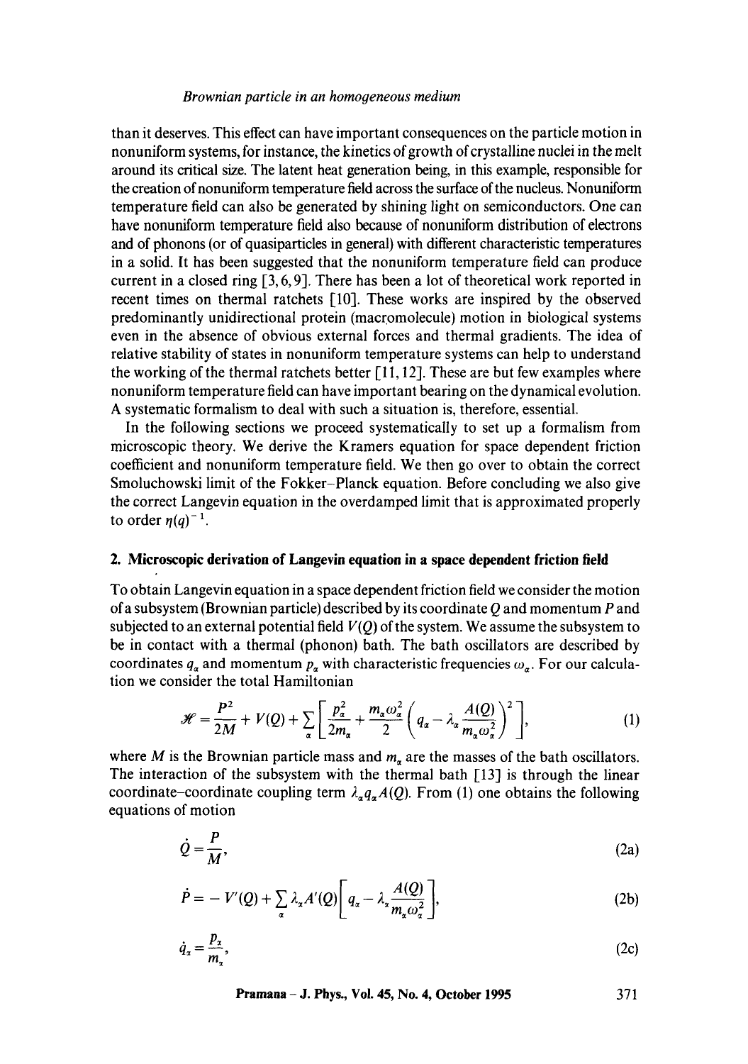than it deserves. This effect can have important consequences on the particle motion in nonuniform systems, for instance, the kinetics of growth of crystalline nuclei in the melt around its critical size. The latent heat generation being, in this example, responsible for the creation of nonuniform temperature field across the surface of the nucleus. Nonuniform temperature field can also be generated by shining light on semiconductors. One can have nonuniform temperature field also because of nonuniform distribution of electrons and of phonons (or of quasiparticles in general) with different characteristic temperatures in a solid. It has been suggested that the nonuniform temperature field can produce current in a closed ring [3, 6, 9]. There has been a lot of theoretical work reported in recent times on thermal ratchets [10]. These works are inspired by the observed predominantly unidirectional protein (macromolecule) motion in biological systems even in the absence of obvious external forces and thermal gradients. The idea of relative stability of states in nonuniform temperature systems can help to understand the working of the thermal ratchets better [11, 12]. These are but few examples where nonuniform temperature field can have important bearing on the dynamical evolution. A systematic formalism to deal with such a situation is, therefore, essential.

In the following sections we proceed systematically to set up a formalism from microscopic theory. We derive the Kramers equation for space dependent friction coefficient and nonuniform temperature field. We then go over to obtain the correct Smoluchowski limit of the Fokker–Planck equation. Before concluding we also give the correct Langevin equation in the overdamped limit that is approximated properly to order $\eta(q)^{-1}$.

## 2. Microscopic derivation of Langevin equation in a space dependent friction field

To obtain Langevin equation in a space dependent friction field we consider the motion of a subsystem (Brownian particle) described by its coordinate $Q$ and momentum $P$ and subjected to an external potential field $V(Q)$ of the system. We assume the subsystem to be in contact with a thermal (phonon) bath. The bath oscillators are described by coordinates $q_\alpha$ and momentum $p_\alpha$ with characteristic frequencies $\omega_\alpha$. For our calculation we consider the total Hamiltonian

$$\mathscr{H} = \frac{P^2}{2M} + V(Q) + \sum_\alpha \left[ \frac{p_\alpha^2}{2m_\alpha} + \frac{m_\alpha \omega_\alpha^2}{2}\left( q_\alpha - \lambda_\alpha \frac{A(Q)}{m_\alpha \omega_\alpha^2} \right)^2 \right], \tag{1}$$

where $M$ is the Brownian particle mass and $m_\alpha$ are the masses of the bath oscillators. The interaction of the subsystem with the thermal bath [13] is through the linear coordinate–coordinate coupling term $\lambda_\alpha q_\alpha A(Q)$. From (1) one obtains the following equations of motion

$$\dot{Q} = \frac{P}{M}, \tag{2a}$$

$$\dot{P} = -V'(Q) + \sum_\alpha \lambda_\alpha A'(Q)\left[ q_\alpha - \lambda_\alpha \frac{A(Q)}{m_\alpha \omega_\alpha^2} \right], \tag{2b}$$

$$\dot{q}_\alpha = \frac{p_\alpha}{m_\alpha}, \tag{2c}$$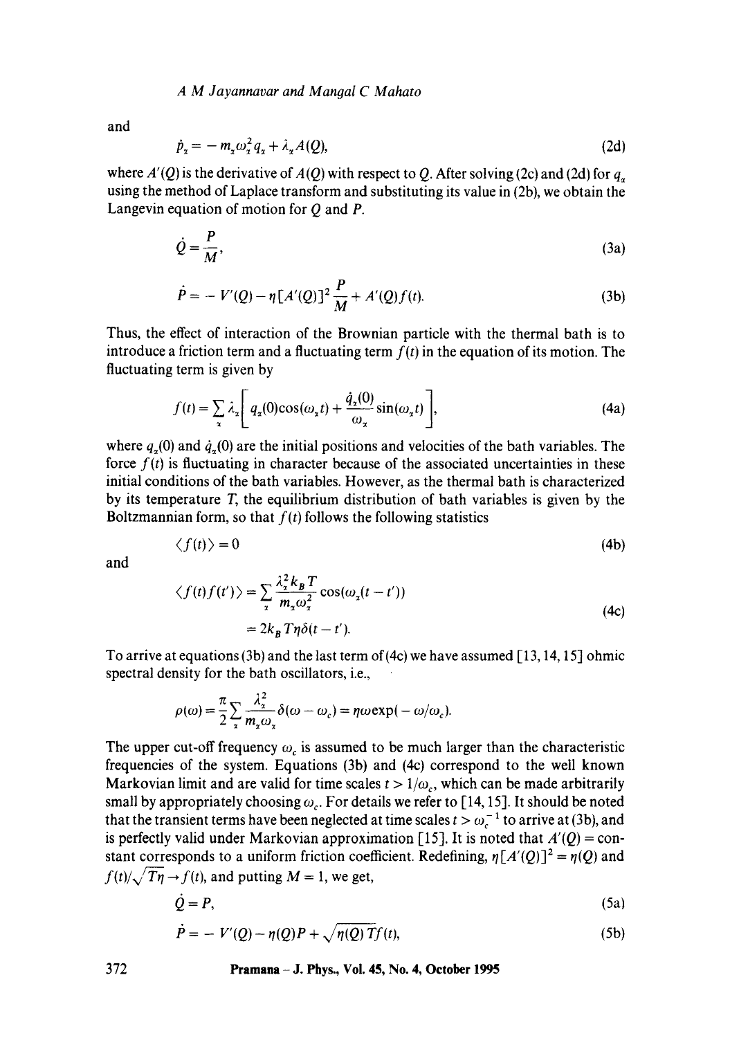and

$$\dot{p}_\alpha = -m_\alpha \omega_\alpha^2 q_\alpha + \lambda_\alpha A(Q), \tag{2d}$$

where $A'(Q)$ is the derivative of $A(Q)$ with respect to $Q$. After solving (2c) and (2d) for $q_\alpha$ using the method of Laplace transform and substituting its value in (2b), we obtain the Langevin equation of motion for $Q$ and $P$.

$$\dot{Q} = \frac{P}{M}, \tag{3a}$$

$$\dot{P} = -V'(Q) - \eta[A'(Q)]^2 \frac{P}{M} + A'(Q) f(t). \tag{3b}$$

Thus, the effect of interaction of the Brownian particle with the thermal bath is to introduce a friction term and a fluctuating term $f(t)$ in the equation of its motion. The fluctuating term is given by

$$f(t) = \sum_\alpha \lambda_\alpha \left[ q_\alpha(0)\cos(\omega_\alpha t) + \frac{\dot{q}_\alpha(0)}{\omega_\alpha}\sin(\omega_\alpha t) \right], \tag{4a}$$

where $q_\alpha(0)$ and $\dot{q}_\alpha(0)$ are the initial positions and velocities of the bath variables. The force $f(t)$ is fluctuating in character because of the associated uncertainties in these initial conditions of the bath variables. However, as the thermal bath is characterized by its temperature $T$, the equilibrium distribution of bath variables is given by the Boltzmannian form, so that $f(t)$ follows the following statistics

$$\langle f(t) \rangle = 0 \tag{4b}$$

and

$$\langle f(t) f(t') \rangle = \sum_\alpha \frac{\lambda_\alpha^2 k_B T}{m_\alpha \omega_\alpha^2} \cos(\omega_\alpha (t - t')) = 2 k_B T \eta \delta(t - t'). \tag{4c}$$

To arrive at equations (3b) and the last term of (4c) we have assumed [13, 14, 15] ohmic spectral density for the bath oscillators, i.e.,

$$\rho(\omega) = \frac{\pi}{2} \sum_\alpha \frac{\lambda_\alpha^2}{m_\alpha \omega_\alpha} \delta(\omega - \omega_c) = \eta \omega \exp(-\omega/\omega_c).$$

The upper cut-off frequency $\omega_c$ is assumed to be much larger than the characteristic frequencies of the system. Equations (3b) and (4c) correspond to the well known Markovian limit and are valid for time scales $t > 1/\omega_c$, which can be made arbitrarily small by appropriately choosing $\omega_c$. For details we refer to [14, 15]. It should be noted that the transient terms have been neglected at time scales $t > \omega_c^{-1}$ to arrive at (3b), and is perfectly valid under Markovian approximation [15]. It is noted that $A'(Q) =$ constant corresponds to a uniform friction coefficient. Redefining, $\eta[A'(Q)]^2 = \eta(Q)$ and $f(t)/\sqrt{T\eta} \to f(t)$, and putting $M = 1$, we get,

$$\dot{Q} = P, \tag{5a}$$

$$\dot{P} = -V'(Q) - \eta(Q) P + \sqrt{\eta(Q) T} f(t), \tag{5b}$$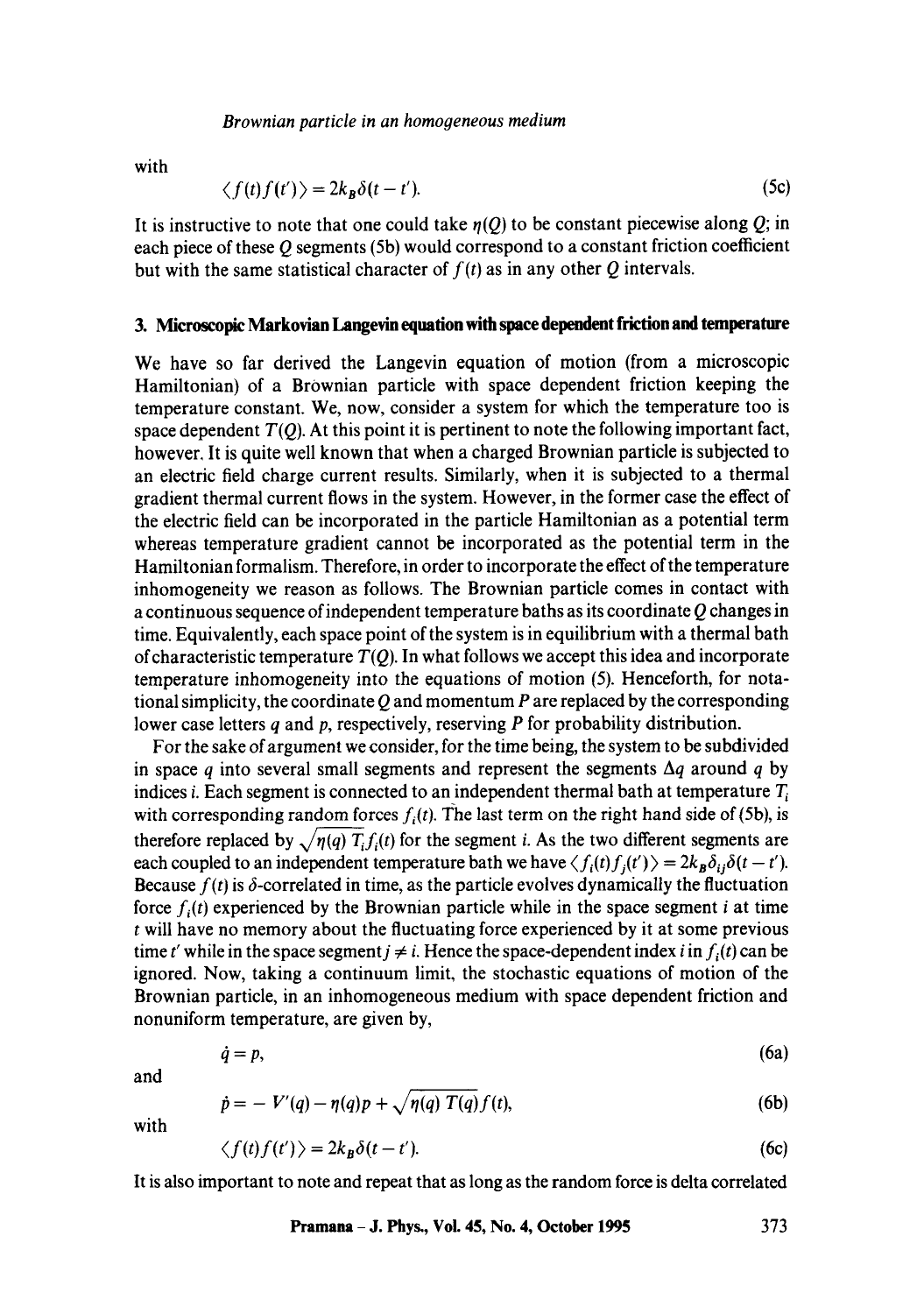with

$$\langle f(t)f(t')\rangle = 2k_B\delta(t-t'). \tag{5c}$$

It is instructive to note that one could take $\eta(Q)$ to be constant piecewise along $Q$; in each piece of these $Q$ segments (5b) would correspond to a constant friction coefficient but with the same statistical character of $f(t)$ as in any other $Q$ intervals.

## 3. Microscopic Markovian Langevin equation with space dependent friction and temperature

We have so far derived the Langevin equation of motion (from a microscopic Hamiltonian) of a Brownian particle with space dependent friction keeping the temperature constant. We, now, consider a system for which the temperature too is space dependent $T(Q)$. At this point it is pertinent to note the following important fact, however. It is quite well known that when a charged Brownian particle is subjected to an electric field charge current results. Similarly, when it is subjected to a thermal gradient thermal current flows in the system. However, in the former case the effect of the electric field can be incorporated in the particle Hamiltonian as a potential term whereas temperature gradient cannot be incorporated as the potential term in the Hamiltonian formalism. Therefore, in order to incorporate the effect of the temperature inhomogeneity we reason as follows. The Brownian particle comes in contact with a continuous sequence of independent temperature baths as its coordinate $Q$ changes in time. Equivalently, each space point of the system is in equilibrium with a thermal bath of characteristic temperature $T(Q)$. In what follows we accept this idea and incorporate temperature inhomogeneity into the equations of motion (5). Henceforth, for notational simplicity, the coordinate $Q$ and momentum $P$ are replaced by the corresponding lower case letters $q$ and $p$, respectively, reserving $P$ for probability distribution.

For the sake of argument we consider, for the time being, the system to be subdivided in space $q$ into several small segments and represent the segments $\Delta q$ around $q$ by indices $i$. Each segment is connected to an independent thermal bath at temperature $T_i$ with corresponding random forces $f_i(t)$. The last term on the right hand side of (5b), is therefore replaced by $\sqrt{\eta(q)\,T_i}f_i(t)$ for the segment $i$. As the two different segments are each coupled to an independent temperature bath we have $\langle f_i(t)f_j(t')\rangle = 2k_B\delta_{ij}\delta(t-t')$. Because $f(t)$ is $\delta$-correlated in time, as the particle evolves dynamically the fluctuation force $f_i(t)$ experienced by the Brownian particle while in the space segment $i$ at time $t$ will have no memory about the fluctuating force experienced by it at some previous time $t'$ while in the space segment $j \neq i$. Hence the space-dependent index $i$ in $f_i(t)$ can be ignored. Now, taking a continuum limit, the stochastic equations of motion of the Brownian particle, in an inhomogeneous medium with space dependent friction and nonuniform temperature, are given by,

$$\dot{q} = p, \tag{6a}$$

and

$$\dot{p} = -V'(q) - \eta(q)p + \sqrt{\eta(q)\,T(q)}f(t), \tag{6b}$$

with

$$\langle f(t)f(t')\rangle = 2k_B\delta(t-t'). \tag{6c}$$

It is also important to note and repeat that as long as the random force is delta correlated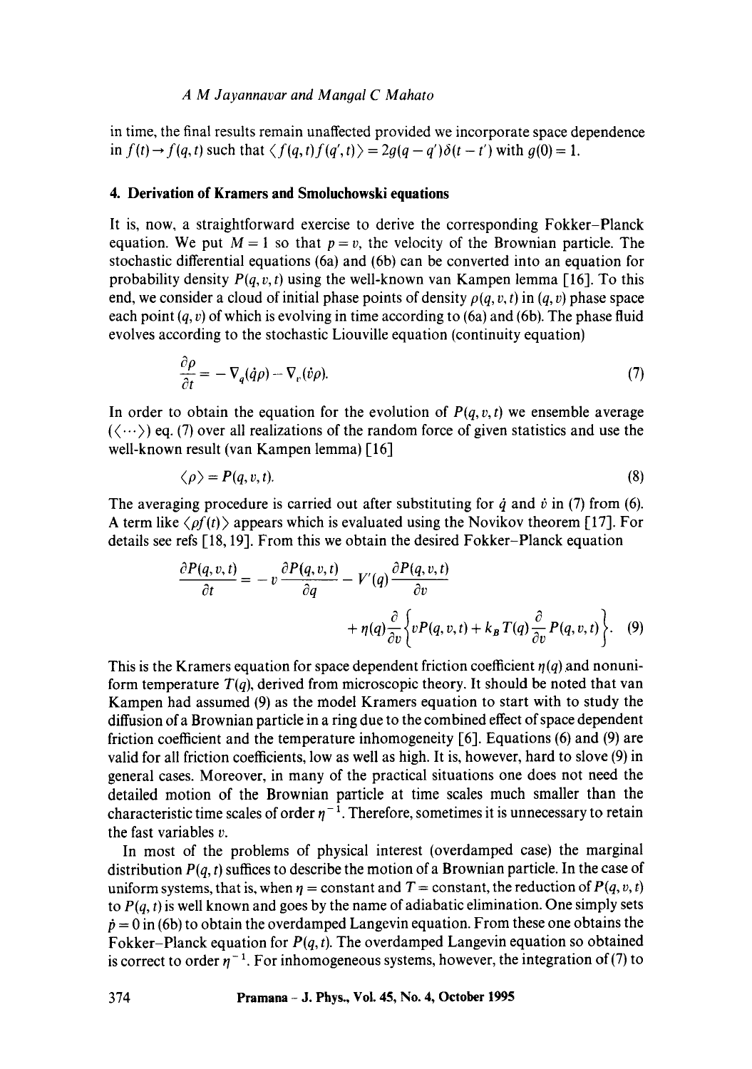in time, the final results remain unaffected provided we incorporate space dependence in $f(t) \to f(q,t)$ such that $\langle f(q,t) f(q',t) \rangle = 2g(q-q')\delta(t-t')$ with $g(0) = 1$.

## 4. Derivation of Kramers and Smoluchowski equations

It is, now, a straightforward exercise to derive the corresponding Fokker–Planck equation. We put $M = 1$ so that $p = v$, the velocity of the Brownian particle. The stochastic differential equations (6a) and (6b) can be converted into an equation for probability density $P(q, v, t)$ using the well-known van Kampen lemma [16]. To this end, we consider a cloud of initial phase points of density $\rho(q, v, t)$ in $(q, v)$ phase space each point $(q, v)$ of which is evolving in time according to (6a) and (6b). The phase fluid evolves according to the stochastic Liouville equation (continuity equation)

$$\frac{\partial \rho}{\partial t} = -\nabla_q(\dot{q}\rho) - \nabla_v(\dot{v}\rho). \tag{7}$$

In order to obtain the equation for the evolution of $P(q, v, t)$ we ensemble average $(\langle \cdots \rangle)$ eq. (7) over all realizations of the random force of given statistics and use the well-known result (van Kampen lemma) [16]

$$\langle \rho \rangle = P(q, v, t). \tag{8}$$

The averaging procedure is carried out after substituting for $\dot{q}$ and $\dot{v}$ in (7) from (6). A term like $\langle \rho f(t) \rangle$ appears which is evaluated using the Novikov theorem [17]. For details see refs [18, 19]. From this we obtain the desired Fokker–Planck equation

$$\frac{\partial P(q,v,t)}{\partial t} = -v\frac{\partial P(q,v,t)}{\partial q} - V'(q)\frac{\partial P(q,v,t)}{\partial v} + \eta(q)\frac{\partial}{\partial v}\left\{vP(q,v,t) + k_B T(q)\frac{\partial}{\partial v}P(q,v,t)\right\}. \tag{9}$$

This is the Kramers equation for space dependent friction coefficient $\eta(q)$ and nonuniform temperature $T(q)$, derived from microscopic theory. It should be noted that van Kampen had assumed (9) as the model Kramers equation to start with to study the diffusion of a Brownian particle in a ring due to the combined effect of space dependent friction coefficient and the temperature inhomogeneity [6]. Equations (6) and (9) are valid for all friction coefficients, low as well as high. It is, however, hard to slove (9) in general cases. Moreover, in many of the practical situations one does not need the detailed motion of the Brownian particle at time scales much smaller than the characteristic time scales of order $\eta^{-1}$. Therefore, sometimes it is unnecessary to retain the fast variables $v$.

In most of the problems of physical interest (overdamped case) the marginal distribution $P(q, t)$ suffices to describe the motion of a Brownian particle. In the case of uniform systems, that is, when $\eta$ = constant and $T$ = constant, the reduction of $P(q, v, t)$ to $P(q, t)$ is well known and goes by the name of adiabatic elimination. One simply sets $\dot{p} = 0$ in (6b) to obtain the overdamped Langevin equation. From these one obtains the Fokker–Planck equation for $P(q, t)$. The overdamped Langevin equation so obtained is correct to order $\eta^{-1}$. For inhomogeneous systems, however, the integration of (7) to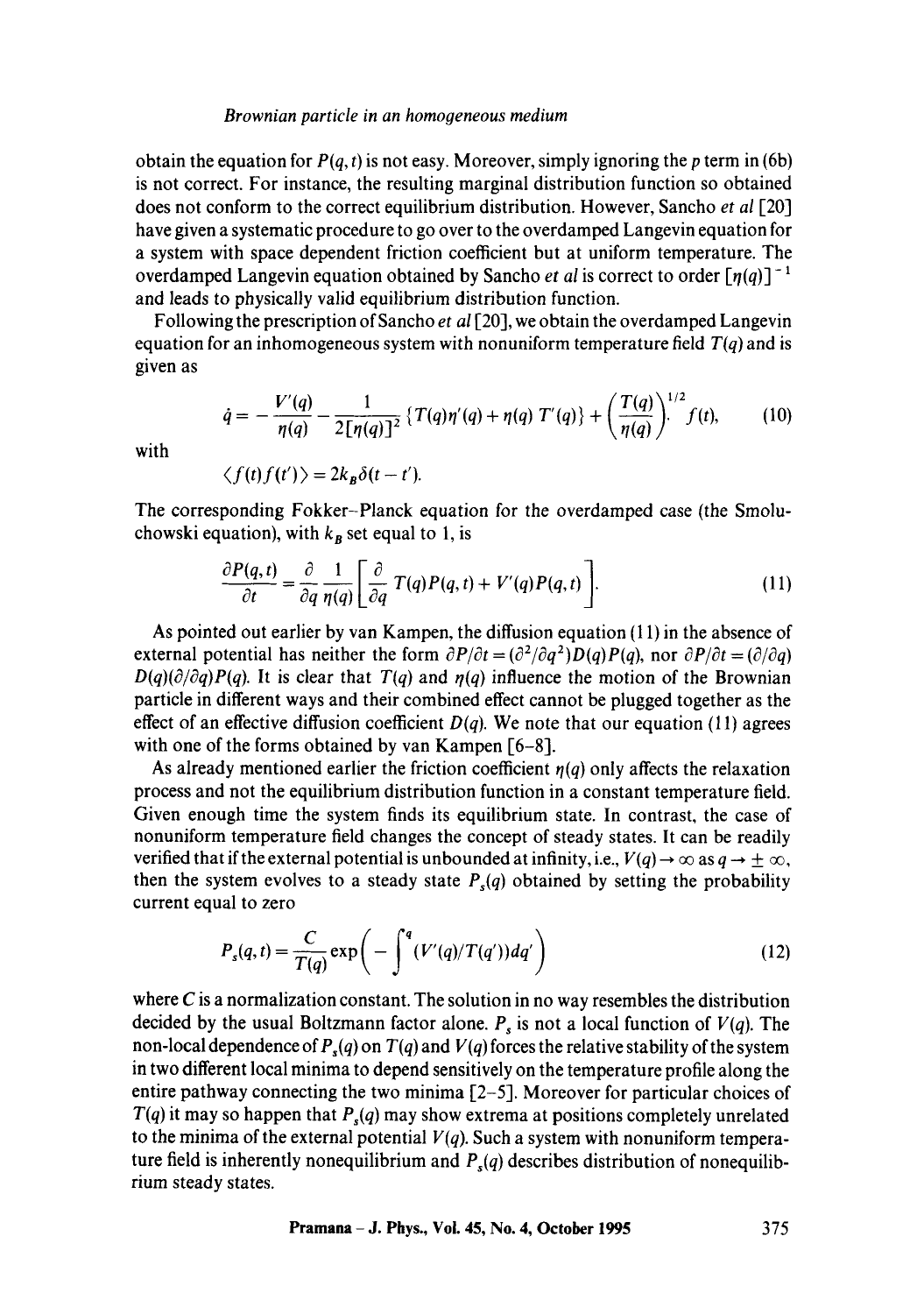obtain the equation for $P(q,t)$ is not easy. Moreover, simply ignoring the $p$ term in (6b) is not correct. For instance, the resulting marginal distribution function so obtained does not conform to the correct equilibrium distribution. However, Sancho *et al* [20] have given a systematic procedure to go over to the overdamped Langevin equation for a system with space dependent friction coefficient but at uniform temperature. The overdamped Langevin equation obtained by Sancho *et al* is correct to order $[\eta(q)]^{-1}$ and leads to physically valid equilibrium distribution function.

Following the prescription of Sancho *et al* [20], we obtain the overdamped Langevin equation for an inhomogeneous system with nonuniform temperature field $T(q)$ and is given as

$$\dot{q} = -\frac{V'(q)}{\eta(q)} - \frac{1}{2[\eta(q)]^2}\{T(q)\eta'(q) + \eta(q)\,T'(q)\} + \left(\frac{T(q)}{\eta(q)}\right)^{1/2} f(t), \tag{10}$$

with

$$\langle f(t)f(t')\rangle = 2k_B\delta(t-t').$$

The corresponding Fokker–Planck equation for the overdamped case (the Smoluchowski equation), with $k_B$ set equal to 1, is

$$\frac{\partial P(q,t)}{\partial t} = \frac{\partial}{\partial q}\frac{1}{\eta(q)}\left[\frac{\partial}{\partial q}T(q)P(q,t) + V'(q)P(q,t)\right]. \tag{11}$$

As pointed out earlier by van Kampen, the diffusion equation (11) in the absence of external potential has neither the form $\partial P/\partial t = (\partial^2/\partial q^2)D(q)P(q)$, nor $\partial P/\partial t = (\partial/\partial q)D(q)(\partial/\partial q)P(q)$. It is clear that $T(q)$ and $\eta(q)$ influence the motion of the Brownian particle in different ways and their combined effect cannot be plugged together as the effect of an effective diffusion coefficient $D(q)$. We note that our equation (11) agrees with one of the forms obtained by van Kampen [6–8].

As already mentioned earlier the friction coefficient $\eta(q)$ only affects the relaxation process and not the equilibrium distribution function in a constant temperature field. Given enough time the system finds its equilibrium state. In contrast, the case of nonuniform temperature field changes the concept of steady states. It can be readily verified that if the external potential is unbounded at infinity, i.e., $V(q) \to \infty$ as $q \to \pm\infty$, then the system evolves to a steady state $P_s(q)$ obtained by setting the probability current equal to zero

$$P_s(q,t) = \frac{C}{T(q)}\exp\left(-\int^q (V'(q)/T(q'))dq'\right) \tag{12}$$

where $C$ is a normalization constant. The solution in no way resembles the distribution decided by the usual Boltzmann factor alone. $P_s$ is not a local function of $V(q)$. The non-local dependence of $P_s(q)$ on $T(q)$ and $V(q)$ forces the relative stability of the system in two different local minima to depend sensitively on the temperature profile along the entire pathway connecting the two minima [2–5]. Moreover for particular choices of $T(q)$ it may so happen that $P_s(q)$ may show extrema at positions completely unrelated to the minima of the external potential $V(q)$. Such a system with nonuniform temperature field is inherently nonequilibrium and $P_s(q)$ describes distribution of nonequilibrium steady states.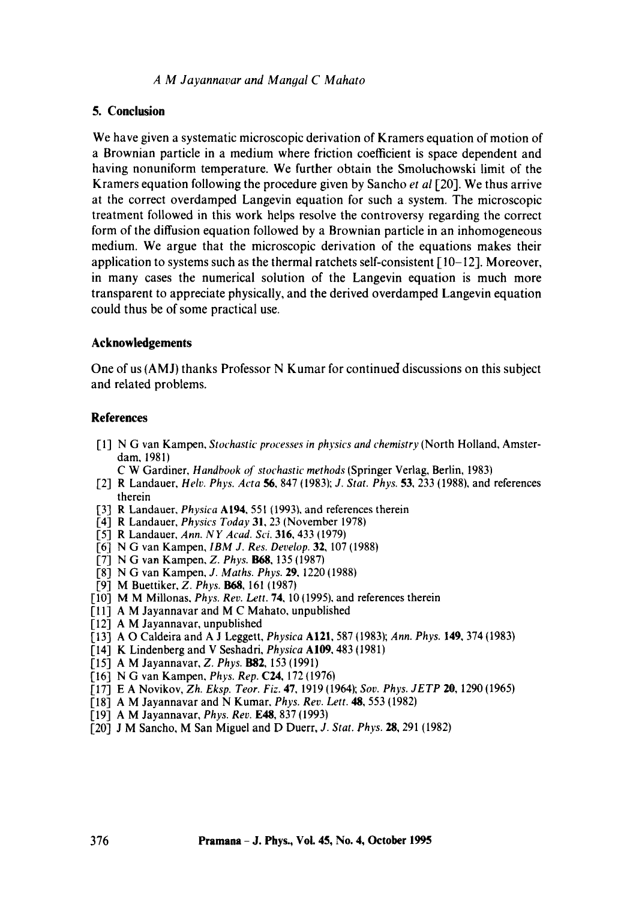## 5. Conclusion

We have given a systematic microscopic derivation of Kramers equation of motion of a Brownian particle in a medium where friction coefficient is space dependent and having nonuniform temperature. We further obtain the Smoluchowski limit of the Kramers equation following the procedure given by Sancho *et al* [20]. We thus arrive at the correct overdamped Langevin equation for such a system. The microscopic treatment followed in this work helps resolve the controversy regarding the correct form of the diffusion equation followed by a Brownian particle in an inhomogeneous medium. We argue that the microscopic derivation of the equations makes their application to systems such as the thermal ratchets self-consistent [10–12]. Moreover, in many cases the numerical solution of the Langevin equation is much more transparent to appreciate physically, and the derived overdamped Langevin equation could thus be of some practical use.

### Acknowledgements

One of us (AMJ) thanks Professor N Kumar for continued discussions on this subject and related problems.

### References

[1] N G van Kampen, *Stochastic processes in physics and chemistry* (North Holland, Amsterdam, 1981)
C W Gardiner, *Handbook of stochastic methods* (Springer Verlag, Berlin, 1983)

[2] R Landauer, *Helv. Phys. Acta* **56**, 847 (1983); *J. Stat. Phys.* **53**, 233 (1988), and references therein

[3] R Landauer, *Physica* **A194**, 551 (1993), and references therein

[4] R Landauer, *Physics Today* **31**, 23 (November 1978)

[5] R Landauer, *Ann. NY Acad. Sci.* **316**, 433 (1979)

[6] N G van Kampen, *IBM J. Res. Develop.* **32**, 107 (1988)

[7] N G van Kampen, *Z. Phys.* **B68**, 135 (1987)

[8] N G van Kampen, *J. Maths. Phys.* **29**, 1220 (1988)

[9] M Buettiker, *Z. Phys.* **B68**, 161 (1987)

[10] M M Millonas, *Phys. Rev. Lett.* **74**, 10 (1995), and references therein

[11] A M Jayannavar and M C Mahato, unpublished

[12] A M Jayannavar, unpublished

[13] A O Caldeira and A J Leggett, *Physica* **A121**, 587 (1983); *Ann. Phys.* **149**, 374 (1983)

[14] K Lindenberg and V Seshadri, *Physica* **A109**, 483 (1981)

[15] A M Jayannavar, *Z. Phys.* **B82**, 153 (1991)

[16] N G van Kampen, *Phys. Rep.* **C24**, 172 (1976)

[17] E A Novikov, *Zh. Eksp. Teor. Fiz.* **47**, 1919 (1964); *Sov. Phys. JETP* **20**, 1290 (1965)

[18] A M Jayannavar and N Kumar, *Phys. Rev. Lett.* **48**, 553 (1982)

[19] A M Jayannavar, *Phys. Rev.* **E48**, 837 (1993)

[20] J M Sancho, M San Miguel and D Duerr, *J. Stat. Phys.* **28**, 291 (1982)